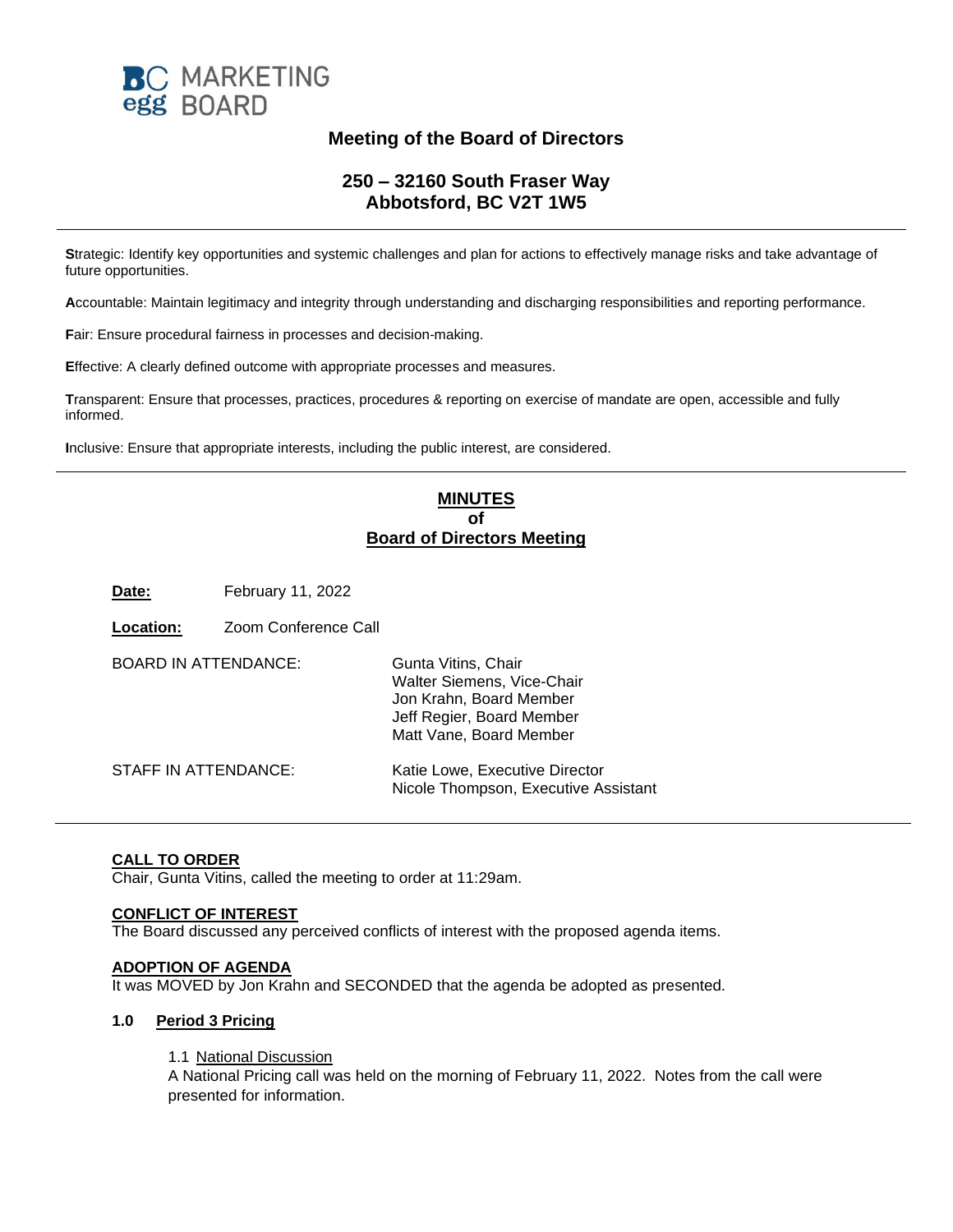BC MARKETING egg BOARD

## Meeting of the Board of Directors

### 250 – 32160 South Fraser Way
### Abbotsford, BC V2T 1W5

---

**S**trategic: Identify key opportunities and systemic challenges and plan for actions to effectively manage risks and take advantage of future opportunities.

**A**ccountable: Maintain legitimacy and integrity through understanding and discharging responsibilities and reporting performance.

**F**air: Ensure procedural fairness in processes and decision-making.

**E**ffective: A clearly defined outcome with appropriate processes and measures.

**T**ransparent: Ensure that processes, practices, procedures & reporting on exercise of mandate are open, accessible and fully informed.

**I**nclusive: Ensure that appropriate interests, including the public interest, are considered.

---

## MINUTES
## of
## Board of Directors Meeting

**Date:** February 11, 2022

**Location:** Zoom Conference Call

BOARD IN ATTENDANCE:
- Gunta Vitins, Chair
- Walter Siemens, Vice-Chair
- Jon Krahn, Board Member
- Jeff Regier, Board Member
- Matt Vane, Board Member

STAFF IN ATTENDANCE:
- Katie Lowe, Executive Director
- Nicole Thompson, Executive Assistant

---

**CALL TO ORDER**

Chair, Gunta Vitins, called the meeting to order at 11:29am.

**CONFLICT OF INTEREST**

The Board discussed any perceived conflicts of interest with the proposed agenda items.

**ADOPTION OF AGENDA**

It was MOVED by Jon Krahn and SECONDED that the agenda be adopted as presented.

### 1.0 Period 3 Pricing

1.1 National Discussion

A National Pricing call was held on the morning of February 11, 2022. Notes from the call were presented for information.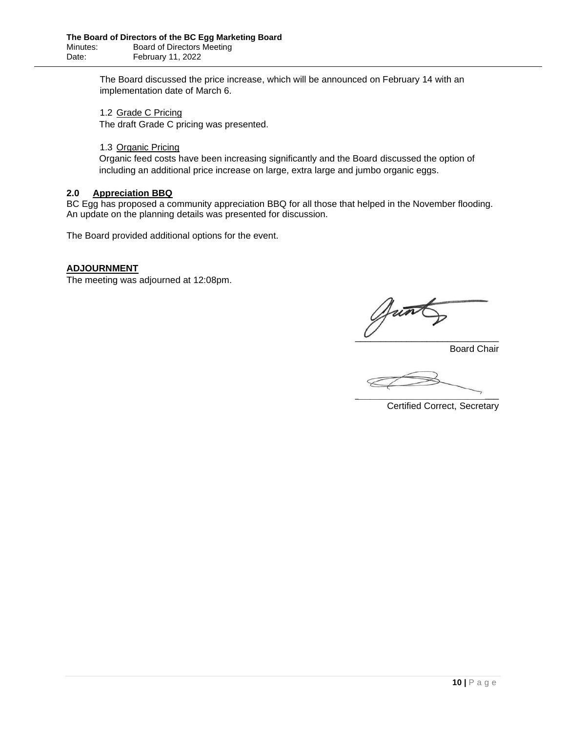The Board discussed the price increase, which will be announced on February 14 with an implementation date of March 6.

1.2 Grade C Pricing

The draft Grade C pricing was presented.

1.3 Organic Pricing

Organic feed costs have been increasing significantly and the Board discussed the option of including an additional price increase on large, extra large and jumbo organic eggs.

## 2.0 Appreciation BBQ

BC Egg has proposed a community appreciation BBQ for all those that helped in the November flooding. An update on the planning details was presented for discussion.

The Board provided additional options for the event.

## ADJOURNMENT

The meeting was adjourned at 12:08pm.

Board Chair

Certified Correct, Secretary